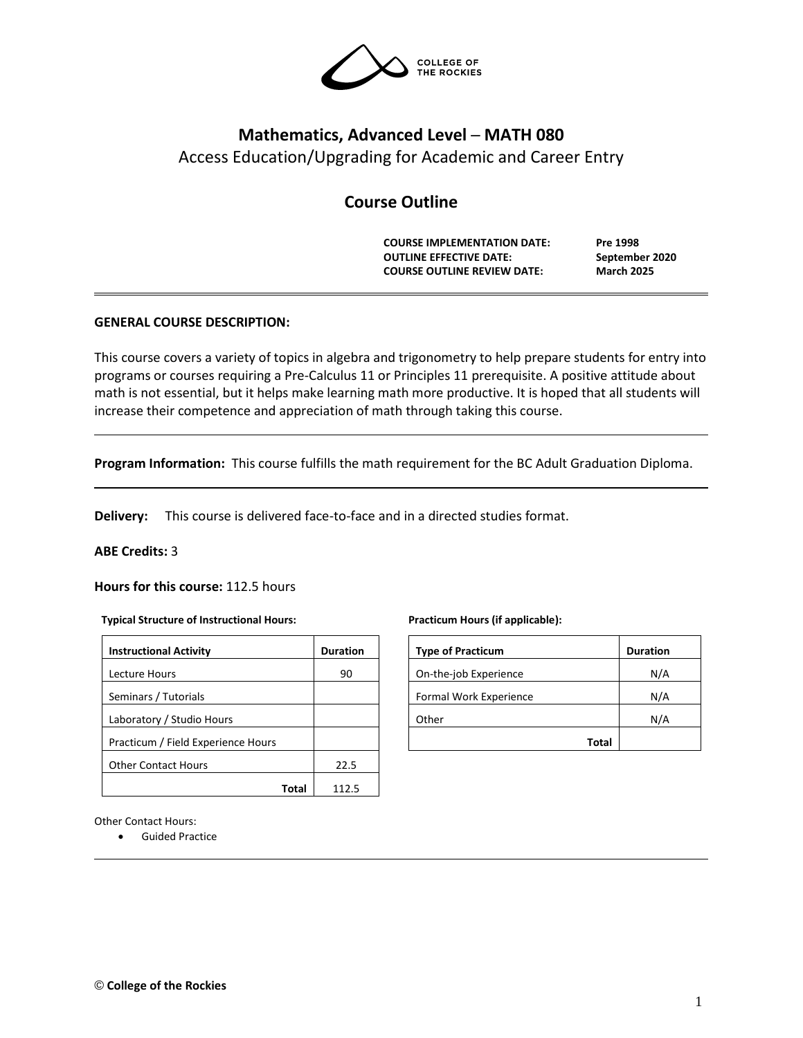# Mathematics, Advanced Level – MATH 080

Access Education/Upgrading for Academic and Career Entry

## Course Outline

| | |
|---|---|
| **COURSE IMPLEMENTATION DATE:** | **Pre 1998** |
| **OUTLINE EFFECTIVE DATE:** | **September 2020** |
| **COURSE OUTLINE REVIEW DATE:** | **March 2025** |

---

**GENERAL COURSE DESCRIPTION:**

This course covers a variety of topics in algebra and trigonometry to help prepare students for entry into programs or courses requiring a Pre-Calculus 11 or Principles 11 prerequisite. A positive attitude about math is not essential, but it helps make learning math more productive. It is hoped that all students will increase their competence and appreciation of math through taking this course.

---

**Program Information:** This course fulfills the math requirement for the BC Adult Graduation Diploma.

---

**Delivery:** This course is delivered face-to-face and in a directed studies format.

**ABE Credits:** 3

**Hours for this course:** 112.5 hours

**Typical Structure of Instructional Hours:**

| Instructional Activity | Duration |
|---|---|
| Lecture Hours | 90 |
| Seminars / Tutorials | |
| Laboratory / Studio Hours | |
| Practicum / Field Experience Hours | |
| Other Contact Hours | 22.5 |
| **Total** | 112.5 |

**Practicum Hours (if applicable):**

| Type of Practicum | Duration |
|---|---|
| On-the-job Experience | N/A |
| Formal Work Experience | N/A |
| Other | N/A |
| **Total** | |

Other Contact Hours:

- Guided Practice

---

© **College of the Rockies**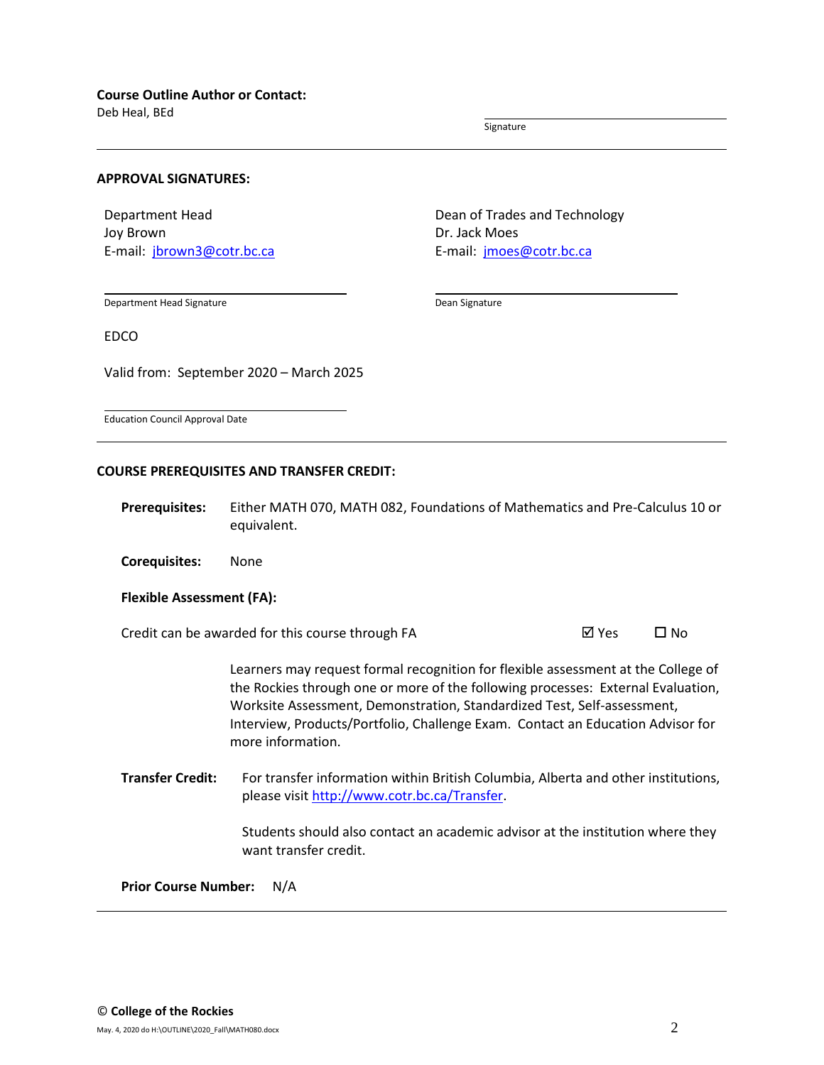**Course Outline Author or Contact:**
Deb Heal, BEd

Signature

---

**APPROVAL SIGNATURES:**

Department Head
Joy Brown
E-mail: jbrown3@cotr.bc.ca

Department Head Signature

Dean of Trades and Technology
Dr. Jack Moes
E-mail: jmoes@cotr.bc.ca

Dean Signature

EDCO

Valid from: September 2020 – March 2025

Education Council Approval Date

---

**COURSE PREREQUISITES AND TRANSFER CREDIT:**

**Prerequisites:** Either MATH 070, MATH 082, Foundations of Mathematics and Pre-Calculus 10 or equivalent.

**Corequisites:** None

**Flexible Assessment (FA):**

Credit can be awarded for this course through FA ☑ Yes ☐ No

Learners may request formal recognition for flexible assessment at the College of the Rockies through one or more of the following processes: External Evaluation, Worksite Assessment, Demonstration, Standardized Test, Self-assessment, Interview, Products/Portfolio, Challenge Exam. Contact an Education Advisor for more information.

**Transfer Credit:** For transfer information within British Columbia, Alberta and other institutions, please visit http://www.cotr.bc.ca/Transfer.

Students should also contact an academic advisor at the institution where they want transfer credit.

**Prior Course Number:** N/A

---

© **College of the Rockies**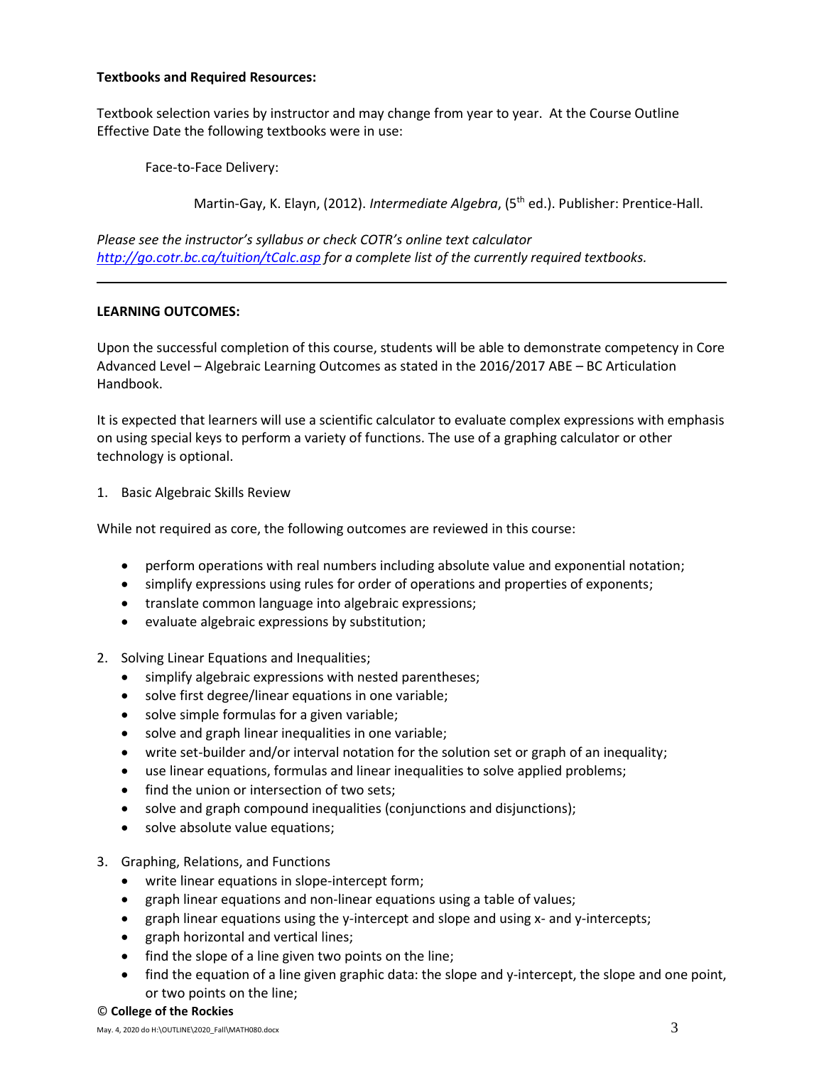**Textbooks and Required Resources:**

Textbook selection varies by instructor and may change from year to year. At the Course Outline Effective Date the following textbooks were in use:

Face-to-Face Delivery:

Martin-Gay, K. Elayn, (2012). *Intermediate Algebra*, (5th ed.). Publisher: Prentice-Hall.

*Please see the instructor's syllabus or check COTR's online text calculator [http://go.cotr.bc.ca/tuition/tCalc.asp](http://go.cotr.bc.ca/tuition/tCalc.asp) for a complete list of the currently required textbooks.*

---

**LEARNING OUTCOMES:**

Upon the successful completion of this course, students will be able to demonstrate competency in Core Advanced Level – Algebraic Learning Outcomes as stated in the 2016/2017 ABE – BC Articulation Handbook.

It is expected that learners will use a scientific calculator to evaluate complex expressions with emphasis on using special keys to perform a variety of functions. The use of a graphing calculator or other technology is optional.

1. Basic Algebraic Skills Review

While not required as core, the following outcomes are reviewed in this course:

- perform operations with real numbers including absolute value and exponential notation;
- simplify expressions using rules for order of operations and properties of exponents;
- translate common language into algebraic expressions;
- evaluate algebraic expressions by substitution;

2. Solving Linear Equations and Inequalities;
   - simplify algebraic expressions with nested parentheses;
   - solve first degree/linear equations in one variable;
   - solve simple formulas for a given variable;
   - solve and graph linear inequalities in one variable;
   - write set-builder and/or interval notation for the solution set or graph of an inequality;
   - use linear equations, formulas and linear inequalities to solve applied problems;
   - find the union or intersection of two sets;
   - solve and graph compound inequalities (conjunctions and disjunctions);
   - solve absolute value equations;

3. Graphing, Relations, and Functions
   - write linear equations in slope-intercept form;
   - graph linear equations and non-linear equations using a table of values;
   - graph linear equations using the y-intercept and slope and using x- and y-intercepts;
   - graph horizontal and vertical lines;
   - find the slope of a line given two points on the line;
   - find the equation of a line given graphic data: the slope and y-intercept, the slope and one point, or two points on the line;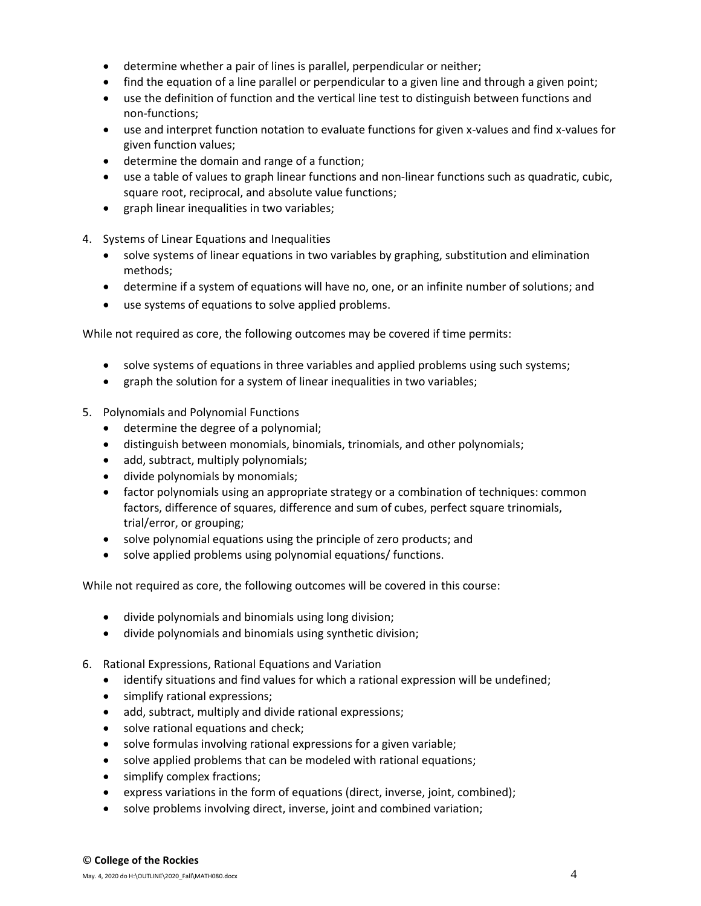- determine whether a pair of lines is parallel, perpendicular or neither;
- find the equation of a line parallel or perpendicular to a given line and through a given point;
- use the definition of function and the vertical line test to distinguish between functions and non-functions;
- use and interpret function notation to evaluate functions for given x-values and find x-values for given function values;
- determine the domain and range of a function;
- use a table of values to graph linear functions and non-linear functions such as quadratic, cubic, square root, reciprocal, and absolute value functions;
- graph linear inequalities in two variables;

4. Systems of Linear Equations and Inequalities
   - solve systems of linear equations in two variables by graphing, substitution and elimination methods;
   - determine if a system of equations will have no, one, or an infinite number of solutions; and
   - use systems of equations to solve applied problems.

While not required as core, the following outcomes may be covered if time permits:

- solve systems of equations in three variables and applied problems using such systems;
- graph the solution for a system of linear inequalities in two variables;

5. Polynomials and Polynomial Functions
   - determine the degree of a polynomial;
   - distinguish between monomials, binomials, trinomials, and other polynomials;
   - add, subtract, multiply polynomials;
   - divide polynomials by monomials;
   - factor polynomials using an appropriate strategy or a combination of techniques: common factors, difference of squares, difference and sum of cubes, perfect square trinomials, trial/error, or grouping;
   - solve polynomial equations using the principle of zero products; and
   - solve applied problems using polynomial equations/ functions.

While not required as core, the following outcomes will be covered in this course:

- divide polynomials and binomials using long division;
- divide polynomials and binomials using synthetic division;

6. Rational Expressions, Rational Equations and Variation
   - identify situations and find values for which a rational expression will be undefined;
   - simplify rational expressions;
   - add, subtract, multiply and divide rational expressions;
   - solve rational equations and check;
   - solve formulas involving rational expressions for a given variable;
   - solve applied problems that can be modeled with rational equations;
   - simplify complex fractions;
   - express variations in the form of equations (direct, inverse, joint, combined);
   - solve problems involving direct, inverse, joint and combined variation;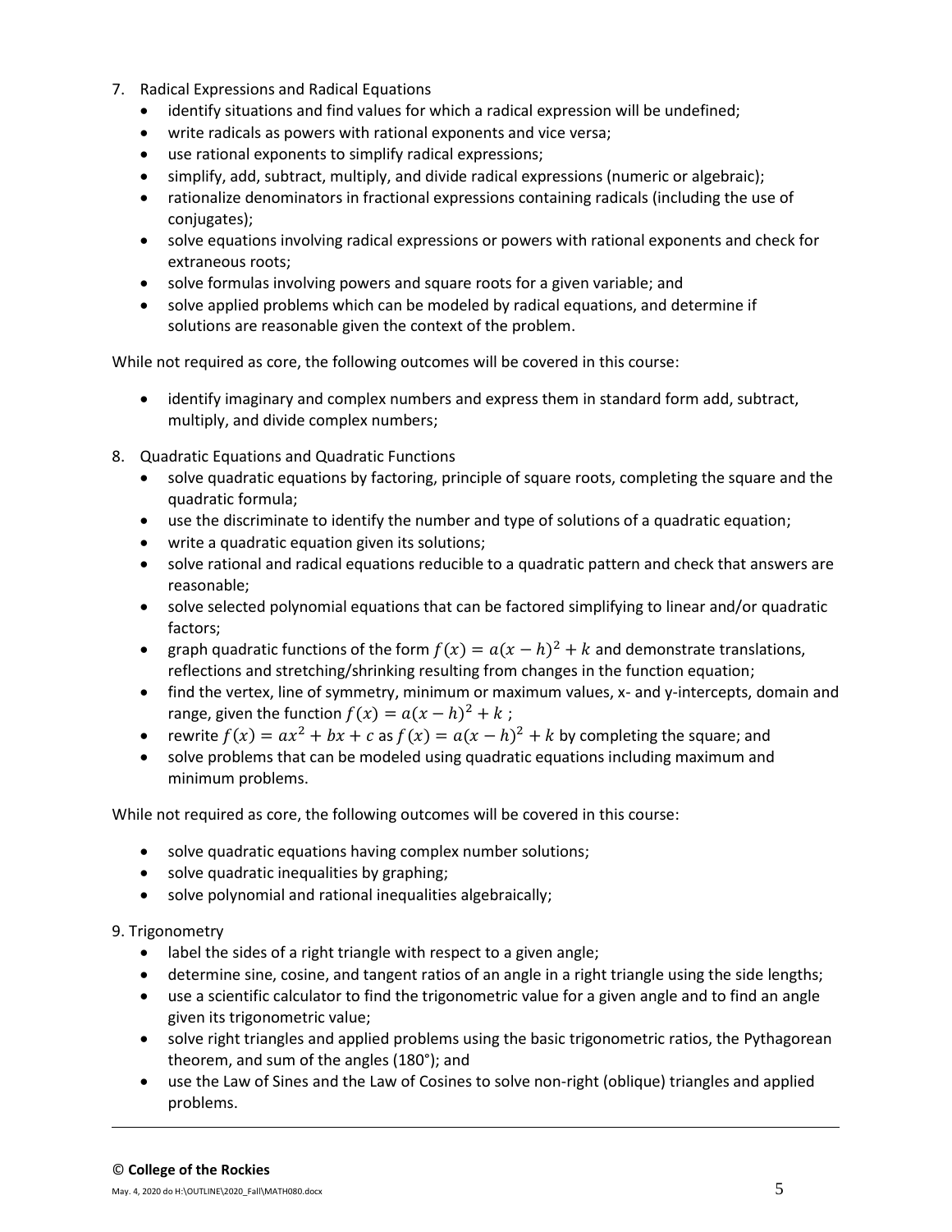7. Radical Expressions and Radical Equations
   - identify situations and find values for which a radical expression will be undefined;
   - write radicals as powers with rational exponents and vice versa;
   - use rational exponents to simplify radical expressions;
   - simplify, add, subtract, multiply, and divide radical expressions (numeric or algebraic);
   - rationalize denominators in fractional expressions containing radicals (including the use of conjugates);
   - solve equations involving radical expressions or powers with rational exponents and check for extraneous roots;
   - solve formulas involving powers and square roots for a given variable; and
   - solve applied problems which can be modeled by radical equations, and determine if solutions are reasonable given the context of the problem.

While not required as core, the following outcomes will be covered in this course:

- identify imaginary and complex numbers and express them in standard form add, subtract, multiply, and divide complex numbers;

8. Quadratic Equations and Quadratic Functions
   - solve quadratic equations by factoring, principle of square roots, completing the square and the quadratic formula;
   - use the discriminate to identify the number and type of solutions of a quadratic equation;
   - write a quadratic equation given its solutions;
   - solve rational and radical equations reducible to a quadratic pattern and check that answers are reasonable;
   - solve selected polynomial equations that can be factored simplifying to linear and/or quadratic factors;
   - graph quadratic functions of the form $f(x) = a(x-h)^2 + k$ and demonstrate translations, reflections and stretching/shrinking resulting from changes in the function equation;
   - find the vertex, line of symmetry, minimum or maximum values, x- and y-intercepts, domain and range, given the function $f(x) = a(x-h)^2 + k$ ;
   - rewrite $f(x) = ax^2 + bx + c$ as $f(x) = a(x-h)^2 + k$ by completing the square; and
   - solve problems that can be modeled using quadratic equations including maximum and minimum problems.

While not required as core, the following outcomes will be covered in this course:

- solve quadratic equations having complex number solutions;
- solve quadratic inequalities by graphing;
- solve polynomial and rational inequalities algebraically;

9. Trigonometry
   - label the sides of a right triangle with respect to a given angle;
   - determine sine, cosine, and tangent ratios of an angle in a right triangle using the side lengths;
   - use a scientific calculator to find the trigonometric value for a given angle and to find an angle given its trigonometric value;
   - solve right triangles and applied problems using the basic trigonometric ratios, the Pythagorean theorem, and sum of the angles (180°); and
   - use the Law of Sines and the Law of Cosines to solve non-right (oblique) triangles and applied problems.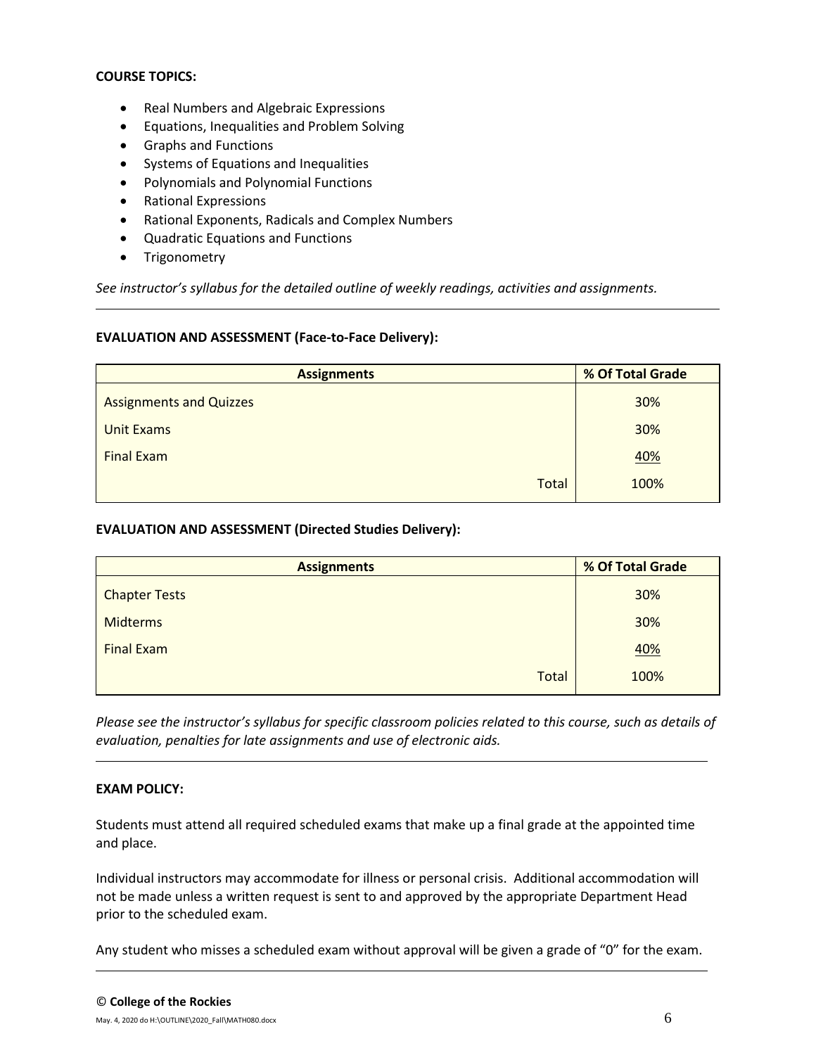**COURSE TOPICS:**

- Real Numbers and Algebraic Expressions
- Equations, Inequalities and Problem Solving
- Graphs and Functions
- Systems of Equations and Inequalities
- Polynomials and Polynomial Functions
- Rational Expressions
- Rational Exponents, Radicals and Complex Numbers
- Quadratic Equations and Functions
- Trigonometry

*See instructor's syllabus for the detailed outline of weekly readings, activities and assignments.*

---

**EVALUATION AND ASSESSMENT (Face-to-Face Delivery):**

| Assignments | % Of Total Grade |
|---|---|
| Assignments and Quizzes | 30% |
| Unit Exams | 30% |
| Final Exam | 40% |
| Total | 100% |

**EVALUATION AND ASSESSMENT (Directed Studies Delivery):**

| Assignments | % Of Total Grade |
|---|---|
| Chapter Tests | 30% |
| Midterms | 30% |
| Final Exam | 40% |
| Total | 100% |

*Please see the instructor's syllabus for specific classroom policies related to this course, such as details of evaluation, penalties for late assignments and use of electronic aids.*

---

**EXAM POLICY:**

Students must attend all required scheduled exams that make up a final grade at the appointed time and place.

Individual instructors may accommodate for illness or personal crisis. Additional accommodation will not be made unless a written request is sent to and approved by the appropriate Department Head prior to the scheduled exam.

Any student who misses a scheduled exam without approval will be given a grade of "0" for the exam.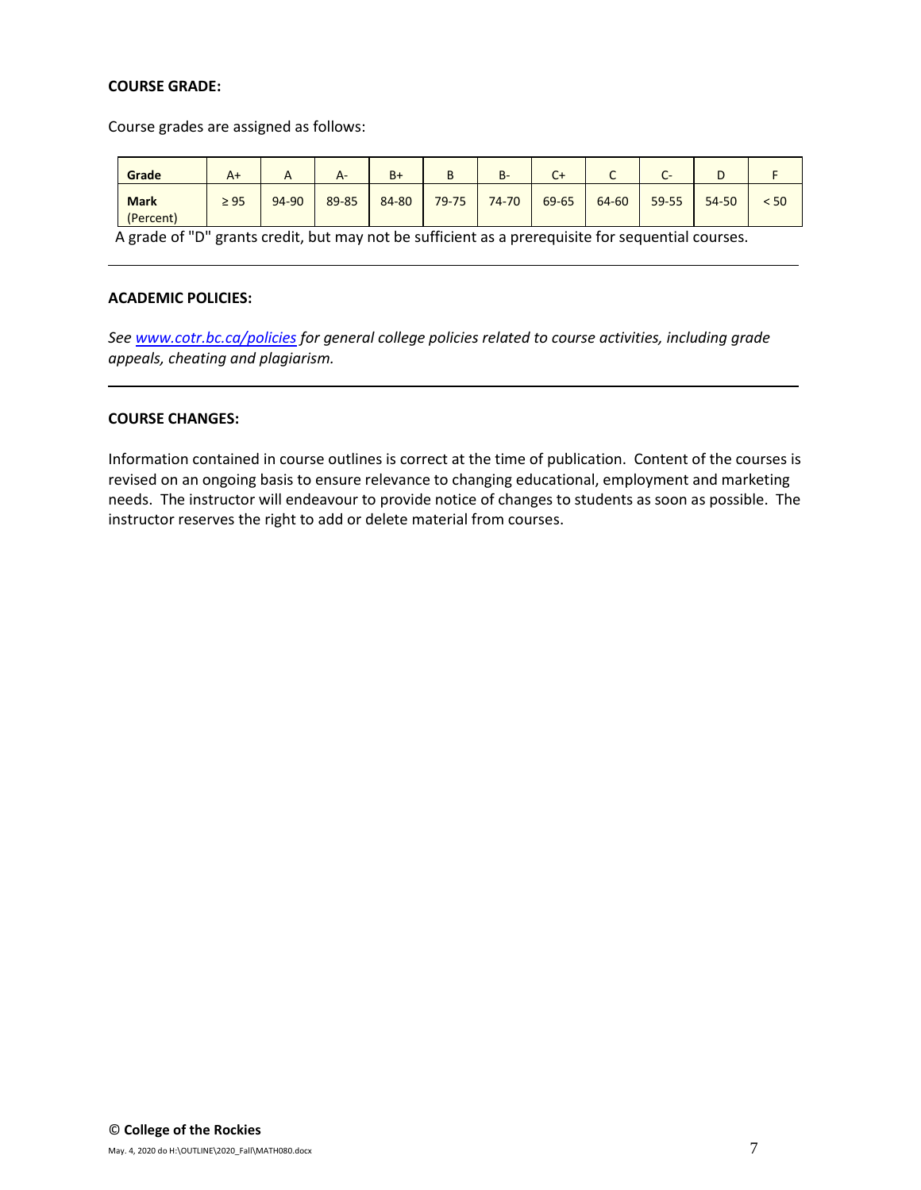**COURSE GRADE:**

Course grades are assigned as follows:

| Grade | A+ | A | A- | B+ | B | B- | C+ | C | C- | D | F |
|---|---|---|---|---|---|---|---|---|---|---|---|
| **Mark** (Percent) | ≥ 95 | 94-90 | 89-85 | 84-80 | 79-75 | 74-70 | 69-65 | 64-60 | 59-55 | 54-50 | < 50 |

A grade of "D" grants credit, but may not be sufficient as a prerequisite for sequential courses.

---

**ACADEMIC POLICIES:**

*See [www.cotr.bc.ca/policies](www.cotr.bc.ca/policies) for general college policies related to course activities, including grade appeals, cheating and plagiarism.*

---

**COURSE CHANGES:**

Information contained in course outlines is correct at the time of publication. Content of the courses is revised on an ongoing basis to ensure relevance to changing educational, employment and marketing needs. The instructor will endeavour to provide notice of changes to students as soon as possible. The instructor reserves the right to add or delete material from courses.